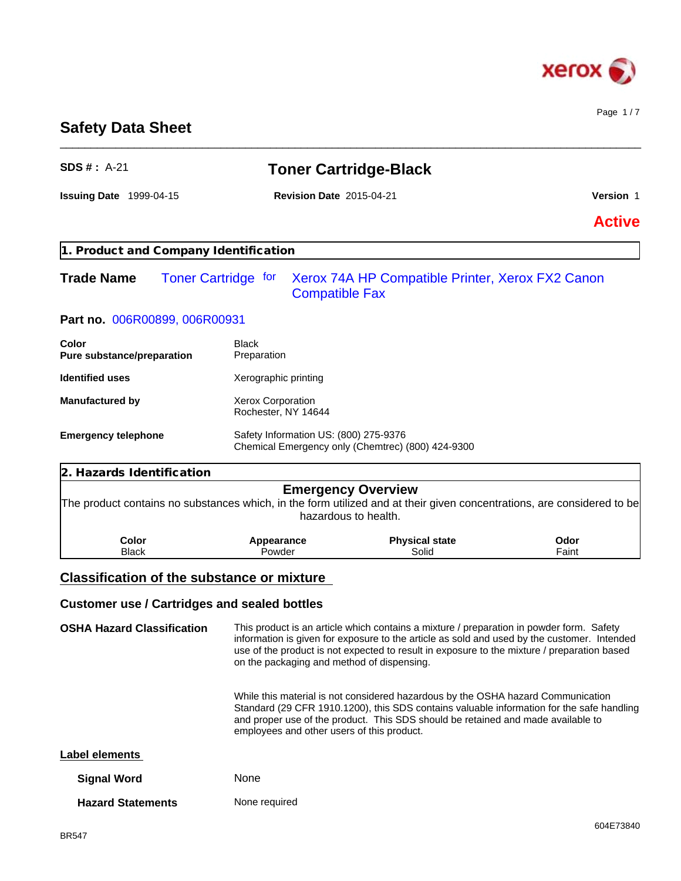# Safety Data Sheet

**SDS # :** A-21

## Toner Cartridge-Black

**Issuing Date** 1999-04-15 **Revision Date** 2015-04-21 **Version** 1

**Active**

## 1. Product and Company Identification

**Trade Name** Toner Cartridge for Xerox 74A HP Compatible Printer, Xerox FX2 Canon Compatible Fax

**Part no.** 006R00899, 006R00931

| | |
|---|---|
| **Color** | Black |
| **Pure substance/preparation** | Preparation |
| **Identified uses** | Xerographic printing |
| **Manufactured by** | Xerox Corporation<br>Rochester, NY 14644 |
| **Emergency telephone** | Safety Information US: (800) 275-9376<br>Chemical Emergency only (Chemtrec) (800) 424-9300 |

## 2. Hazards Identification

### Emergency Overview

The product contains no substances which, in the form utilized and at their given concentrations, are considered to be hazardous to health.

| Color | Appearance | Physical state | Odor |
|---|---|---|---|
| Black | Powder | Solid | Faint |

## Classification of the substance or mixture

### Customer use / Cartridges and sealed bottles

**OSHA Hazard Classification**

This product is an article which contains a mixture / preparation in powder form. Safety information is given for exposure to the article as sold and used by the customer. Intended use of the product is not expected to result in exposure to the mixture / preparation based on the packaging and method of dispensing.

While this material is not considered hazardous by the OSHA hazard Communication Standard (29 CFR 1910.1200), this SDS contains valuable information for the safe handling and proper use of the product. This SDS should be retained and made available to employees and other users of this product.

### Label elements

**Signal Word** None

**Hazard Statements** None required

604E73840

BR547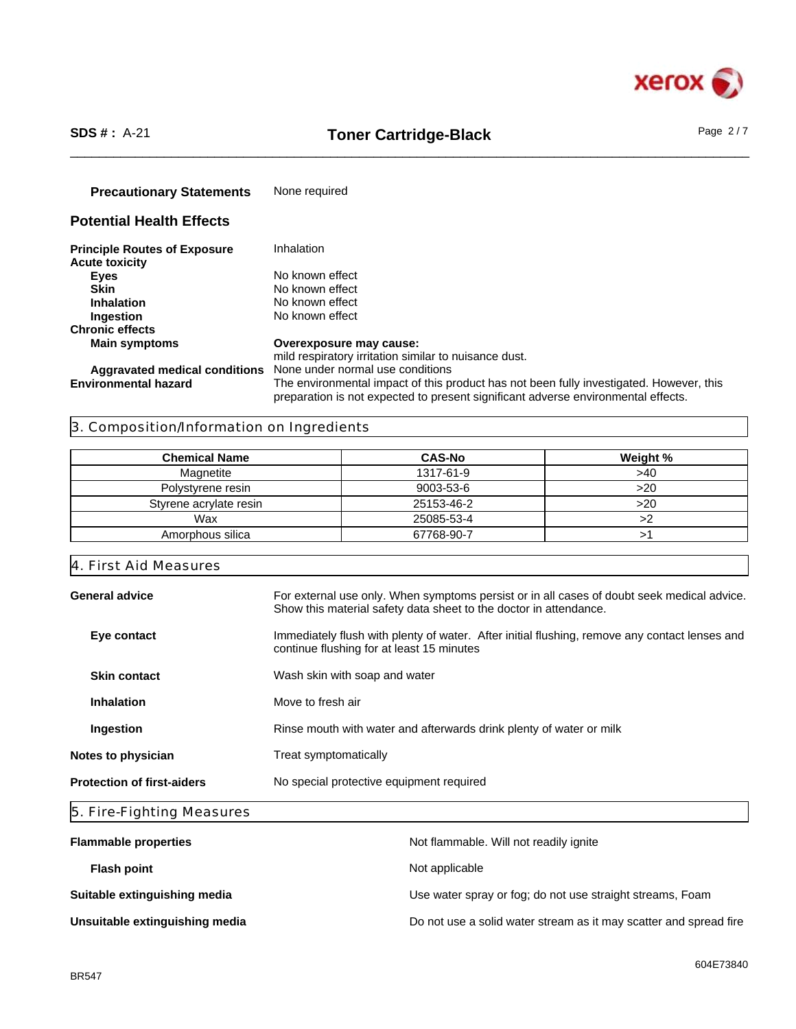**Precautionary Statements** None required

## Potential Health Effects

**Principle Routes of Exposure** Inhalation

**Acute toxicity**

- **Eyes** No known effect
- **Skin** No known effect
- **Inhalation** No known effect
- **Ingestion** No known effect

**Chronic effects**

- **Main symptoms** **Overexposure may cause:** mild respiratory irritation similar to nuisance dust.
- **Aggravated medical conditions** None under normal use conditions

**Environmental hazard** The environmental impact of this product has not been fully investigated. However, this preparation is not expected to present significant adverse environmental effects.

## 3. Composition/Information on Ingredients

| Chemical Name | CAS-No | Weight % |
|---|---|---|
| Magnetite | 1317-61-9 | >40 |
| Polystyrene resin | 9003-53-6 | >20 |
| Styrene acrylate resin | 25153-46-2 | >20 |
| Wax | 25085-53-4 | >2 |
| Amorphous silica | 67768-90-7 | >1 |

## 4. First Aid Measures

**General advice** For external use only. When symptoms persist or in all cases of doubt seek medical advice. Show this material safety data sheet to the doctor in attendance.

**Eye contact** Immediately flush with plenty of water. After initial flushing, remove any contact lenses and continue flushing for at least 15 minutes

**Skin contact** Wash skin with soap and water

**Inhalation** Move to fresh air

**Ingestion** Rinse mouth with water and afterwards drink plenty of water or milk

**Notes to physician** Treat symptomatically

**Protection of first-aiders** No special protective equipment required

## 5. Fire-Fighting Measures

**Flammable properties** Not flammable. Will not readily ignite

**Flash point** Not applicable

**Suitable extinguishing media** Use water spray or fog; do not use straight streams, Foam

**Unsuitable extinguishing media** Do not use a solid water stream as it may scatter and spread fire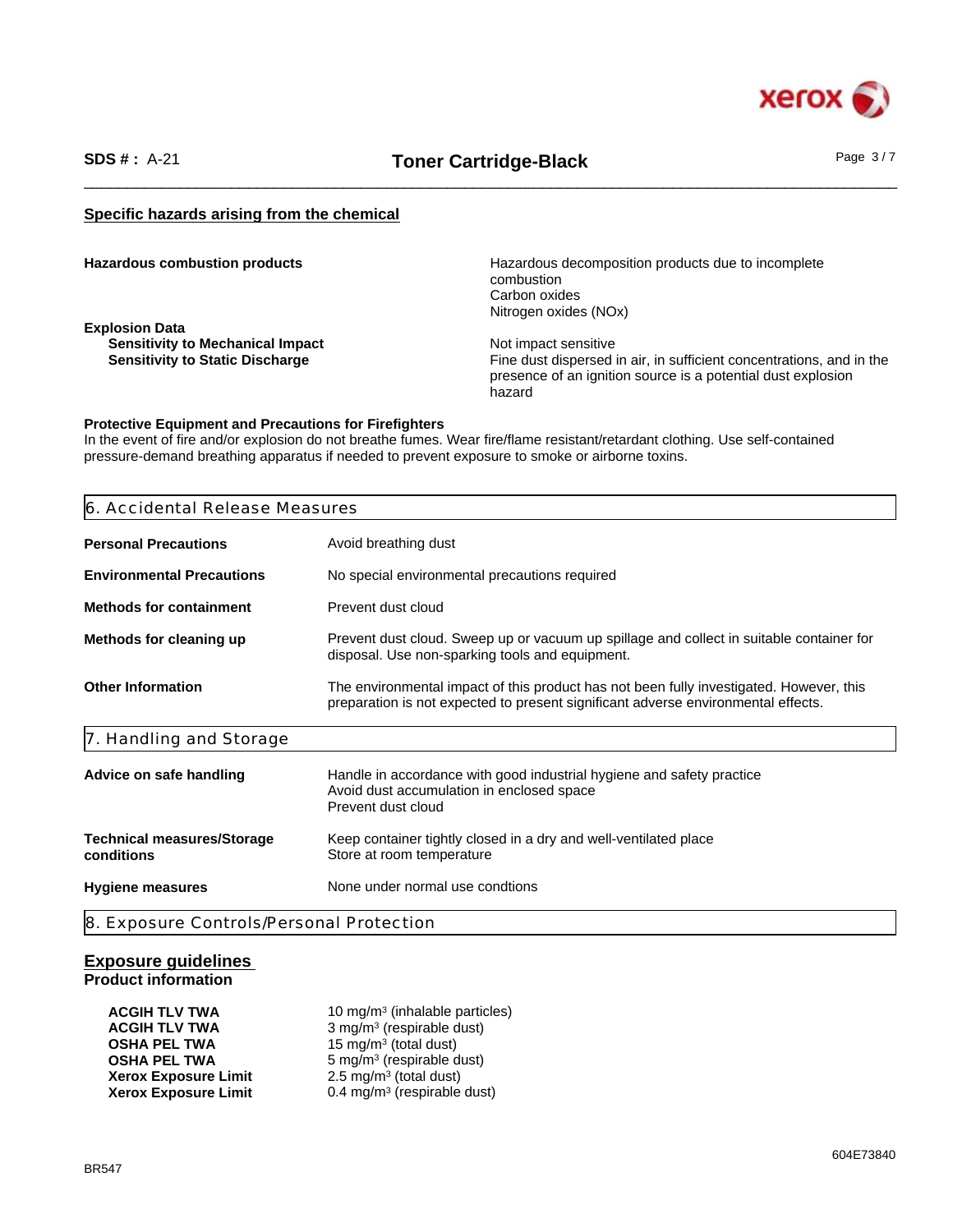### Specific hazards arising from the chemical

| | |
|---|---|
| **Hazardous combustion products** | Hazardous decomposition products due to incomplete combustion<br>Carbon oxides<br>Nitrogen oxides (NOx) |
| **Explosion Data** | |
| **Sensitivity to Mechanical Impact** | Not impact sensitive |
| **Sensitivity to Static Discharge** | Fine dust dispersed in air, in sufficient concentrations, and in the presence of an ignition source is a potential dust explosion hazard |

**Protective Equipment and Precautions for Firefighters**
In the event of fire and/or explosion do not breathe fumes. Wear fire/flame resistant/retardant clothing. Use self-contained pressure-demand breathing apparatus if needed to prevent exposure to smoke or airborne toxins.

## 6. Accidental Release Measures

| | |
|---|---|
| **Personal Precautions** | Avoid breathing dust |
| **Environmental Precautions** | No special environmental precautions required |
| **Methods for containment** | Prevent dust cloud |
| **Methods for cleaning up** | Prevent dust cloud. Sweep up or vacuum up spillage and collect in suitable container for disposal. Use non-sparking tools and equipment. |
| **Other Information** | The environmental impact of this product has not been fully investigated. However, this preparation is not expected to present significant adverse environmental effects. |

## 7. Handling and Storage

| | |
|---|---|
| **Advice on safe handling** | Handle in accordance with good industrial hygiene and safety practice<br>Avoid dust accumulation in enclosed space<br>Prevent dust cloud |
| **Technical measures/Storage conditions** | Keep container tightly closed in a dry and well-ventilated place<br>Store at room temperature |
| **Hygiene measures** | None under normal use condtions |

## 8. Exposure Controls/Personal Protection

### Exposure guidelines

**Product information**

| | |
|---|---|
| **ACGIH TLV TWA** | 10 mg/m³ (inhalable particles) |
| **ACGIH TLV TWA** | 3 mg/m³ (respirable dust) |
| **OSHA PEL TWA** | 15 mg/m³ (total dust) |
| **OSHA PEL TWA** | 5 mg/m³ (respirable dust) |
| **Xerox Exposure Limit** | 2.5 mg/m³ (total dust) |
| **Xerox Exposure Limit** | 0.4 mg/m³ (respirable dust) |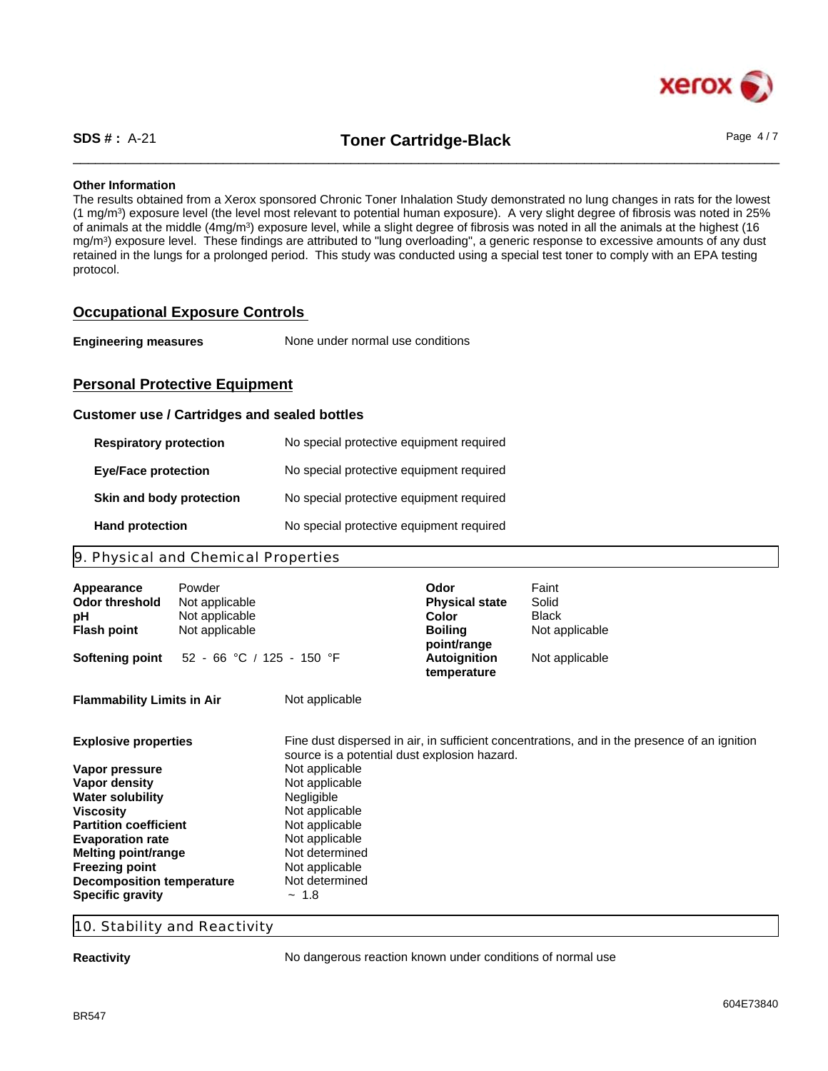**Other Information**

The results obtained from a Xerox sponsored Chronic Toner Inhalation Study demonstrated no lung changes in rats for the lowest (1 mg/m$^3$) exposure level (the level most relevant to potential human exposure). A very slight degree of fibrosis was noted in 25% of animals at the middle (4mg/m$^3$) exposure level, while a slight degree of fibrosis was noted in all the animals at the highest (16 mg/m$^3$) exposure level. These findings are attributed to "lung overloading", a generic response to excessive amounts of any dust retained in the lungs for a prolonged period. This study was conducted using a special test toner to comply with an EPA testing protocol.

## Occupational Exposure Controls

**Engineering measures** None under normal use conditions

## Personal Protective Equipment

### Customer use / Cartridges and sealed bottles

| | |
|---|---|
| **Respiratory protection** | No special protective equipment required |
| **Eye/Face protection** | No special protective equipment required |
| **Skin and body protection** | No special protective equipment required |
| **Hand protection** | No special protective equipment required |

## 9. Physical and Chemical Properties

| | | | |
|---|---|---|---|
| **Appearance** | Powder | **Odor** | Faint |
| **Odor threshold** | Not applicable | **Physical state** | Solid |
| **pH** | Not applicable | **Color** | Black |
| **Flash point** | Not applicable | **Boiling point/range** | Not applicable |
| **Softening point** | 52 - 66 °C / 125 - 150 °F | **Autoignition temperature** | Not applicable |

| | |
|---|---|
| **Flammability Limits in Air** | Not applicable |
| **Explosive properties** | Fine dust dispersed in air, in sufficient concentrations, and in the presence of an ignition source is a potential dust explosion hazard. |
| **Vapor pressure** | Not applicable |
| **Vapor density** | Not applicable |
| **Water solubility** | Negligible |
| **Viscosity** | Not applicable |
| **Partition coefficient** | Not applicable |
| **Evaporation rate** | Not applicable |
| **Melting point/range** | Not determined |
| **Freezing point** | Not applicable |
| **Decomposition temperature** | Not determined |
| **Specific gravity** | ~ 1.8 |

## 10. Stability and Reactivity

**Reactivity** No dangerous reaction known under conditions of normal use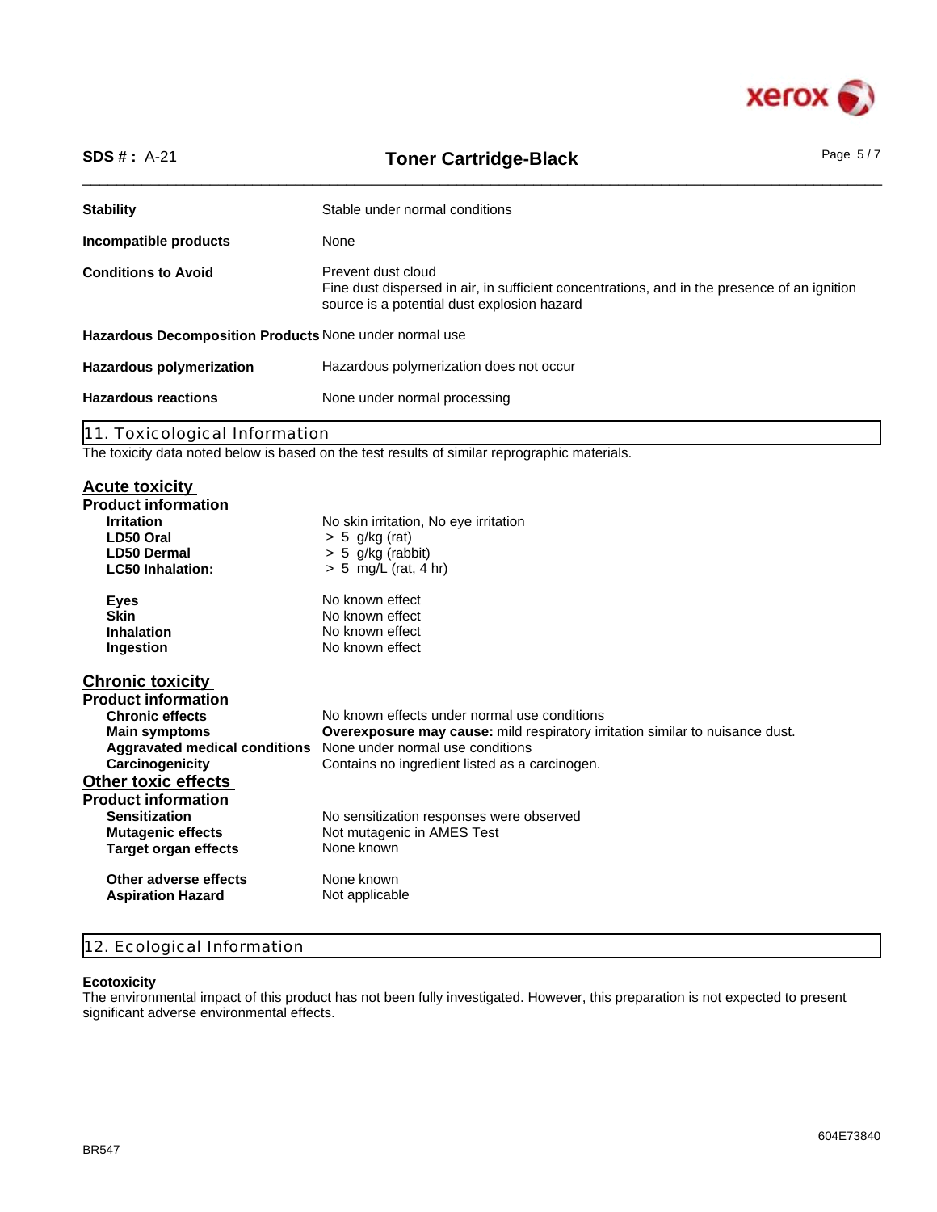| | |
|---|---|
| **Stability** | Stable under normal conditions |
| **Incompatible products** | None |
| **Conditions to Avoid** | Prevent dust cloud<br>Fine dust dispersed in air, in sufficient concentrations, and in the presence of an ignition source is a potential dust explosion hazard |
| **Hazardous Decomposition Products** | None under normal use |
| **Hazardous polymerization** | Hazardous polymerization does not occur |
| **Hazardous reactions** | None under normal processing |

## 11. Toxicological Information

The toxicity data noted below is based on the test results of similar reprographic materials.

### Acute toxicity

**Product information**

| | |
|---|---|
| **Irritation** | No skin irritation, No eye irritation |
| **LD50 Oral** | > 5 g/kg (rat) |
| **LD50 Dermal** | > 5 g/kg (rabbit) |
| **LC50 Inhalation:** | > 5 mg/L (rat, 4 hr) |
| **Eyes** | No known effect |
| **Skin** | No known effect |
| **Inhalation** | No known effect |
| **Ingestion** | No known effect |

### Chronic toxicity

**Product information**

| | |
|---|---|
| **Chronic effects** | No known effects under normal use conditions |
| **Main symptoms** | **Overexposure may cause:** mild respiratory irritation similar to nuisance dust. |
| **Aggravated medical conditions** | None under normal use conditions |
| **Carcinogenicity** | Contains no ingredient listed as a carcinogen. |

### Other toxic effects

**Product information**

| | |
|---|---|
| **Sensitization** | No sensitization responses were observed |
| **Mutagenic effects** | Not mutagenic in AMES Test |
| **Target organ effects** | None known |
| **Other adverse effects** | None known |
| **Aspiration Hazard** | Not applicable |

## 12. Ecological Information

**Ecotoxicity**

The environmental impact of this product has not been fully investigated. However, this preparation is not expected to present significant adverse environmental effects.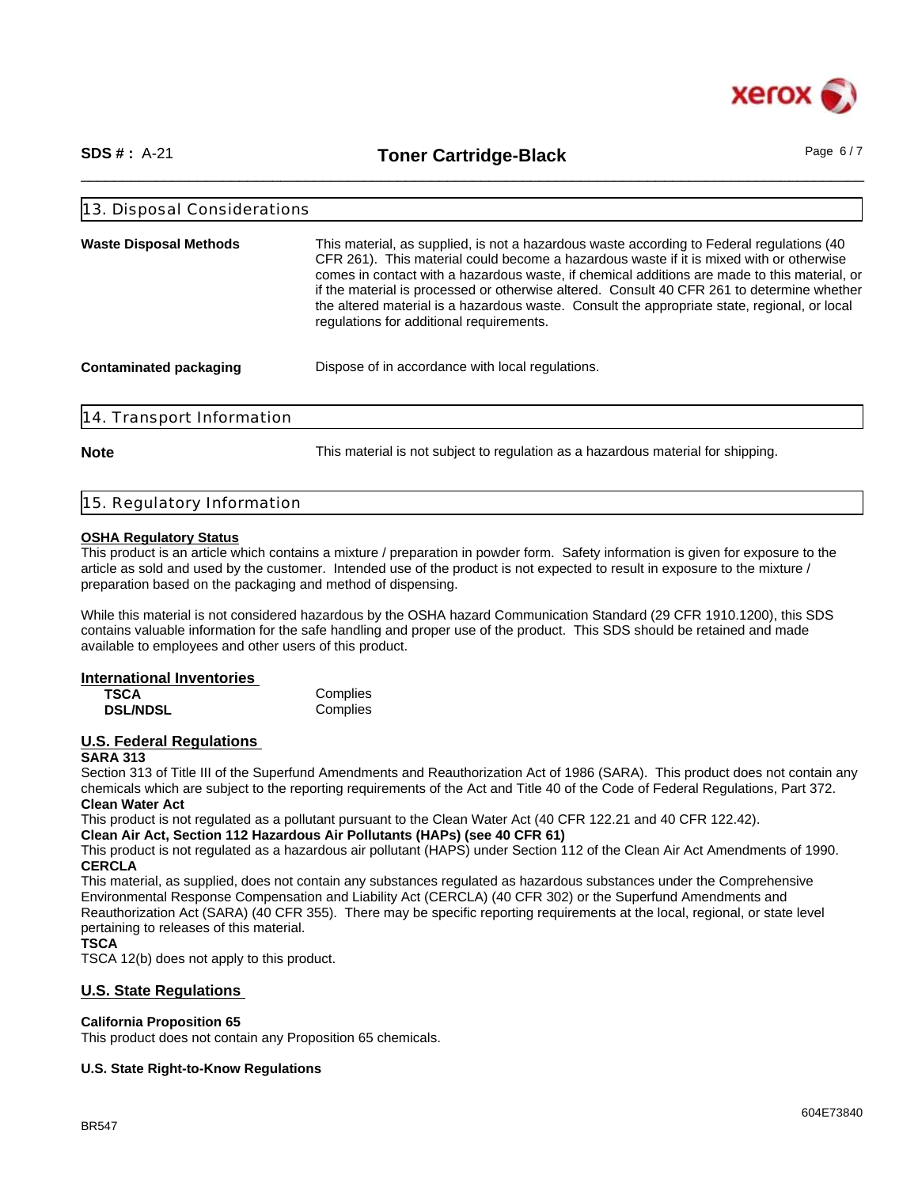## 13. Disposal Considerations

**Waste Disposal Methods**

This material, as supplied, is not a hazardous waste according to Federal regulations (40 CFR 261). This material could become a hazardous waste if it is mixed with or otherwise comes in contact with a hazardous waste, if chemical additions are made to this material, or if the material is processed or otherwise altered. Consult 40 CFR 261 to determine whether the altered material is a hazardous waste. Consult the appropriate state, regional, or local regulations for additional requirements.

**Contaminated packaging**

Dispose of in accordance with local regulations.

## 14. Transport Information

**Note**

This material is not subject to regulation as a hazardous material for shipping.

## 15. Regulatory Information

**OSHA Regulatory Status**

This product is an article which contains a mixture / preparation in powder form. Safety information is given for exposure to the article as sold and used by the customer. Intended use of the product is not expected to result in exposure to the mixture / preparation based on the packaging and method of dispensing.

While this material is not considered hazardous by the OSHA hazard Communication Standard (29 CFR 1910.1200), this SDS contains valuable information for the safe handling and proper use of the product. This SDS should be retained and made available to employees and other users of this product.

**International Inventories**

| | |
|---|---|
| **TSCA** | Complies |
| **DSL/NDSL** | Complies |

**U.S. Federal Regulations**

**SARA 313**

Section 313 of Title III of the Superfund Amendments and Reauthorization Act of 1986 (SARA). This product does not contain any chemicals which are subject to the reporting requirements of the Act and Title 40 of the Code of Federal Regulations, Part 372.

**Clean Water Act**

This product is not regulated as a pollutant pursuant to the Clean Water Act (40 CFR 122.21 and 40 CFR 122.42).

**Clean Air Act, Section 112 Hazardous Air Pollutants (HAPs) (see 40 CFR 61)**

This product is not regulated as a hazardous air pollutant (HAPS) under Section 112 of the Clean Air Act Amendments of 1990.

**CERCLA**

This material, as supplied, does not contain any substances regulated as hazardous substances under the Comprehensive Environmental Response Compensation and Liability Act (CERCLA) (40 CFR 302) or the Superfund Amendments and Reauthorization Act (SARA) (40 CFR 355). There may be specific reporting requirements at the local, regional, or state level pertaining to releases of this material.

**TSCA**

TSCA 12(b) does not apply to this product.

**U.S. State Regulations**

**California Proposition 65**

This product does not contain any Proposition 65 chemicals.

**U.S. State Right-to-Know Regulations**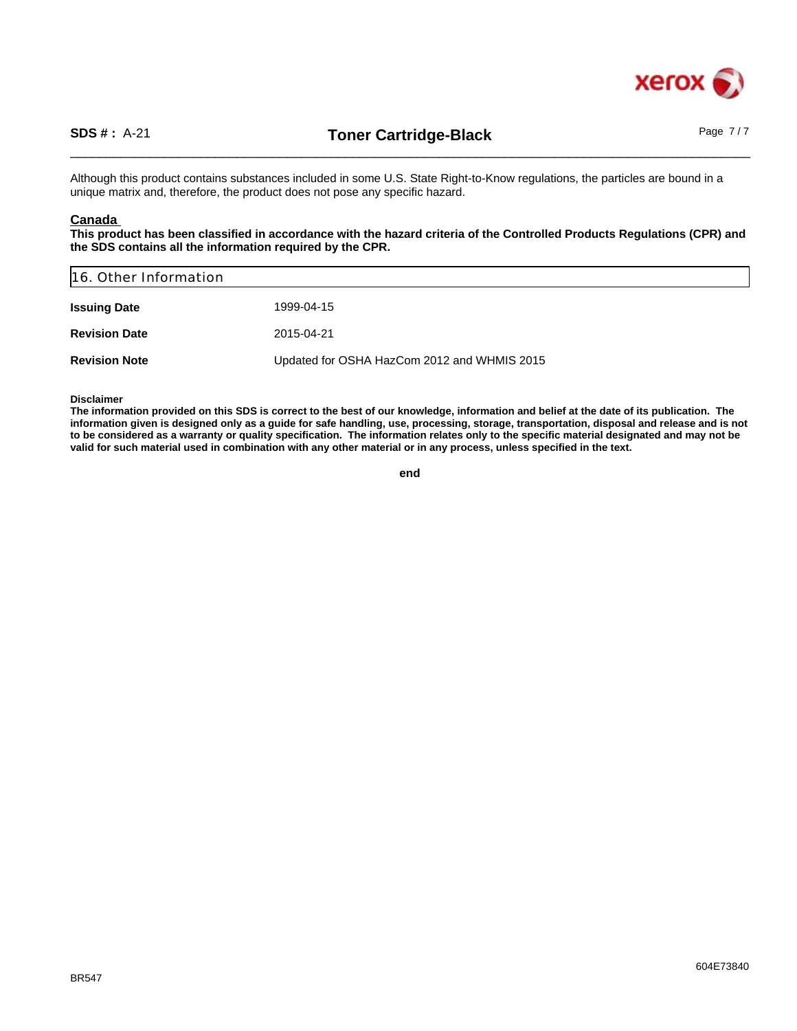Although this product contains substances included in some U.S. State Right-to-Know regulations, the particles are bound in a unique matrix and, therefore, the product does not pose any specific hazard.

**Canada**

**This product has been classified in accordance with the hazard criteria of the Controlled Products Regulations (CPR) and the SDS contains all the information required by the CPR.**

## 16. Other Information

| | |
|---|---|
| **Issuing Date** | 1999-04-15 |
| **Revision Date** | 2015-04-21 |
| **Revision Note** | Updated for OSHA HazCom 2012 and WHMIS 2015 |

**Disclaimer**

**The information provided on this SDS is correct to the best of our knowledge, information and belief at the date of its publication. The information given is designed only as a guide for safe handling, use, processing, storage, transportation, disposal and release and is not to be considered as a warranty or quality specification. The information relates only to the specific material designated and may not be valid for such material used in combination with any other material or in any process, unless specified in the text.**

**end**